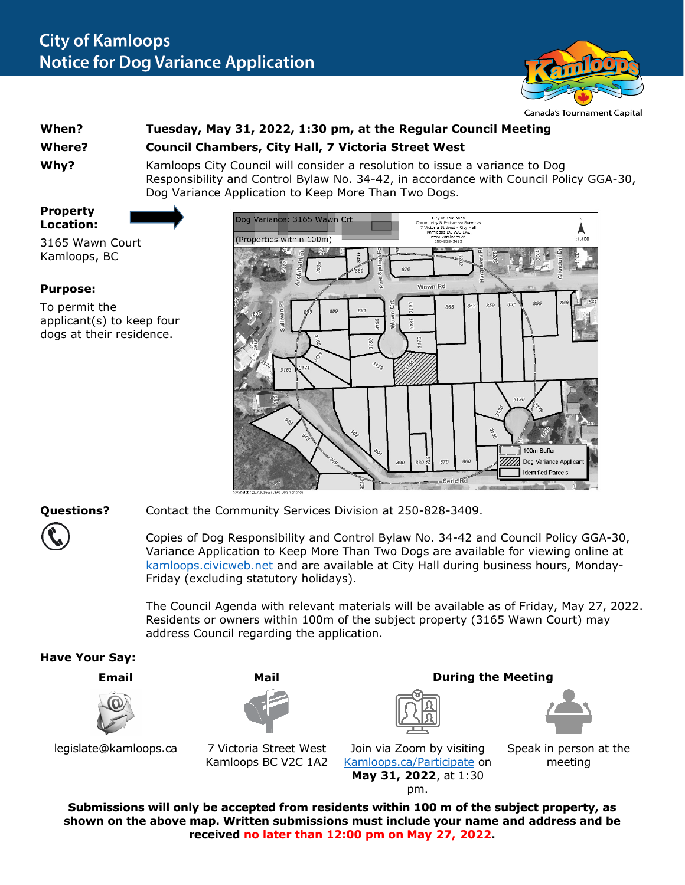# City of Kamloops
## Notice for Dog Variance Application

Canada's Tournament Capital

**When?** **Tuesday, May 31, 2022, 1:30 pm, at the Regular Council Meeting**

**Where?** **Council Chambers, City Hall, 7 Victoria Street West**

**Why?** Kamloops City Council will consider a resolution to issue a variance to Dog Responsibility and Control Bylaw No. 34-42, in accordance with Council Policy GGA-30, Dog Variance Application to Keep More Than Two Dogs.

**Property Location:**

3165 Wawn Court
Kamloops, BC

**Purpose:**

To permit the applicant(s) to keep four dogs at their residence.

**Questions?** Contact the Community Services Division at 250-828-3409.

Copies of Dog Responsibility and Control Bylaw No. 34-42 and Council Policy GGA-30, Variance Application to Keep More Than Two Dogs are available for viewing online at kamloops.civicweb.net and are available at City Hall during business hours, Monday-Friday (excluding statutory holidays).

The Council Agenda with relevant materials will be available as of Friday, May 27, 2022. Residents or owners within 100m of the subject property (3165 Wawn Court) may address Council regarding the application.

**Have Your Say:**

**Email**

legislate@kamloops.ca

**Mail**

7 Victoria Street West
Kamloops BC V2C 1A2

**During the Meeting**

Join via Zoom by visiting Kamloops.ca/Participate on **May 31, 2022**, at 1:30 pm.

Speak in person at the meeting

**Submissions will only be accepted from residents within 100 m of the subject property, as shown on the above map. Written submissions must include your name and address and be received no later than 12:00 pm on May 27, 2022.**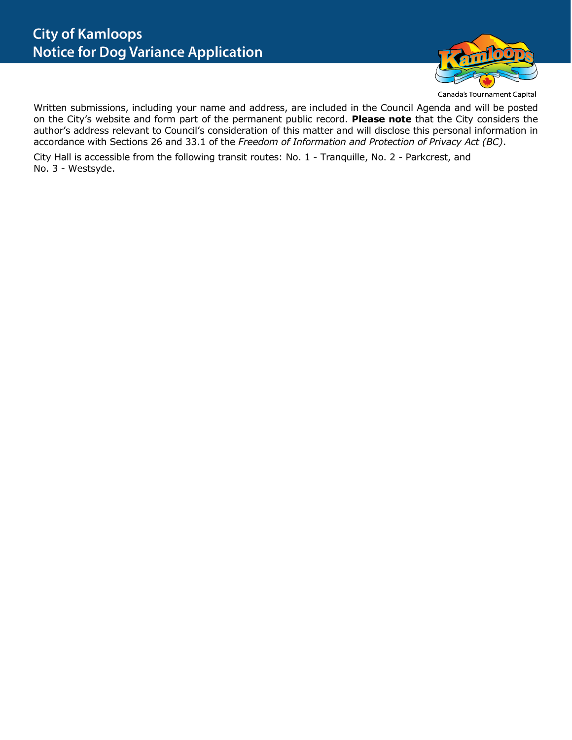# City of Kamloops
## Notice for Dog Variance Application

Canada's Tournament Capital

Written submissions, including your name and address, are included in the Council Agenda and will be posted on the City's website and form part of the permanent public record. **Please note** that the City considers the author's address relevant to Council's consideration of this matter and will disclose this personal information in accordance with Sections 26 and 33.1 of the *Freedom of Information and Protection of Privacy Act (BC)*.

City Hall is accessible from the following transit routes: No. 1 - Tranquille, No. 2 - Parkcrest, and No. 3 - Westsyde.